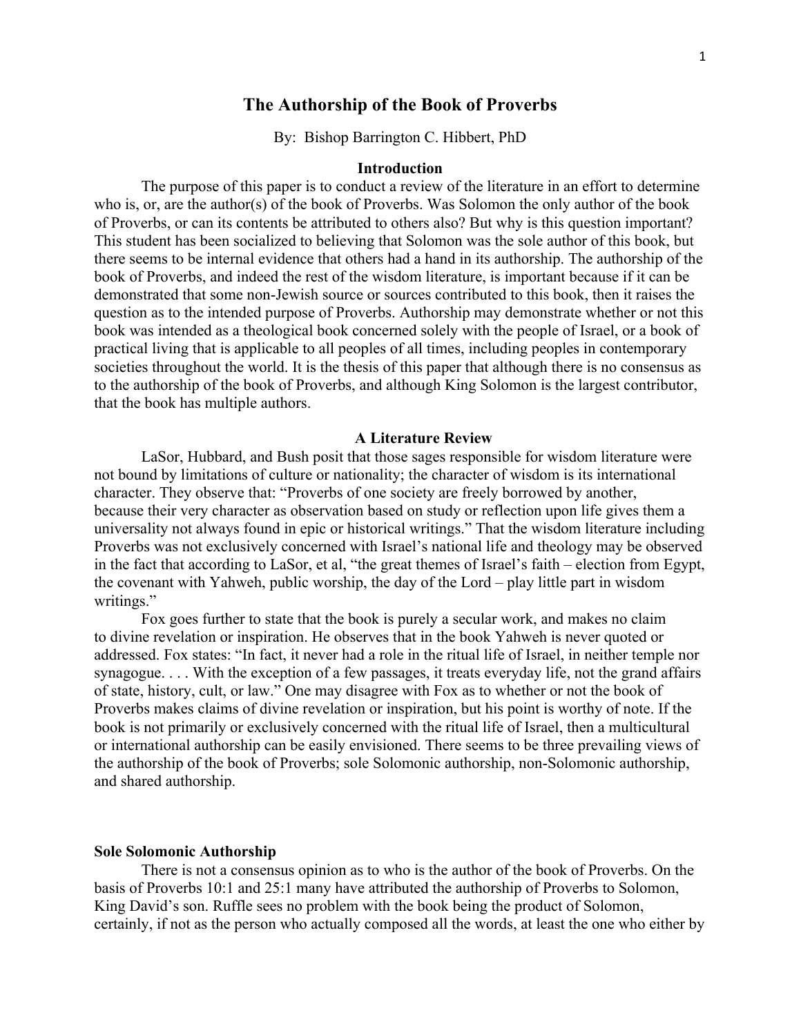# The Authorship of the Book of Proverbs

By: Bishop Barrington C. Hibbert, PhD

## Introduction

The purpose of this paper is to conduct a review of the literature in an effort to determine who is, or, are the author(s) of the book of Proverbs. Was Solomon the only author of the book of Proverbs, or can its contents be attributed to others also? But why is this question important? This student has been socialized to believing that Solomon was the sole author of this book, but there seems to be internal evidence that others had a hand in its authorship. The authorship of the book of Proverbs, and indeed the rest of the wisdom literature, is important because if it can be demonstrated that some non-Jewish source or sources contributed to this book, then it raises the question as to the intended purpose of Proverbs. Authorship may demonstrate whether or not this book was intended as a theological book concerned solely with the people of Israel, or a book of practical living that is applicable to all peoples of all times, including peoples in contemporary societies throughout the world. It is the thesis of this paper that although there is no consensus as to the authorship of the book of Proverbs, and although King Solomon is the largest contributor, that the book has multiple authors.

## A Literature Review

LaSor, Hubbard, and Bush posit that those sages responsible for wisdom literature were not bound by limitations of culture or nationality; the character of wisdom is its international character. They observe that: "Proverbs of one society are freely borrowed by another, because their very character as observation based on study or reflection upon life gives them a universality not always found in epic or historical writings." That the wisdom literature including Proverbs was not exclusively concerned with Israel's national life and theology may be observed in the fact that according to LaSor, et al, "the great themes of Israel's faith – election from Egypt, the covenant with Yahweh, public worship, the day of the Lord – play little part in wisdom writings."

Fox goes further to state that the book is purely a secular work, and makes no claim to divine revelation or inspiration. He observes that in the book Yahweh is never quoted or addressed. Fox states: "In fact, it never had a role in the ritual life of Israel, in neither temple nor synagogue. . . . With the exception of a few passages, it treats everyday life, not the grand affairs of state, history, cult, or law." One may disagree with Fox as to whether or not the book of Proverbs makes claims of divine revelation or inspiration, but his point is worthy of note. If the book is not primarily or exclusively concerned with the ritual life of Israel, then a multicultural or international authorship can be easily envisioned. There seems to be three prevailing views of the authorship of the book of Proverbs; sole Solomonic authorship, non-Solomonic authorship, and shared authorship.

### Sole Solomonic Authorship

There is not a consensus opinion as to who is the author of the book of Proverbs. On the basis of Proverbs 10:1 and 25:1 many have attributed the authorship of Proverbs to Solomon, King David's son. Ruffle sees no problem with the book being the product of Solomon, certainly, if not as the person who actually composed all the words, at least the one who either by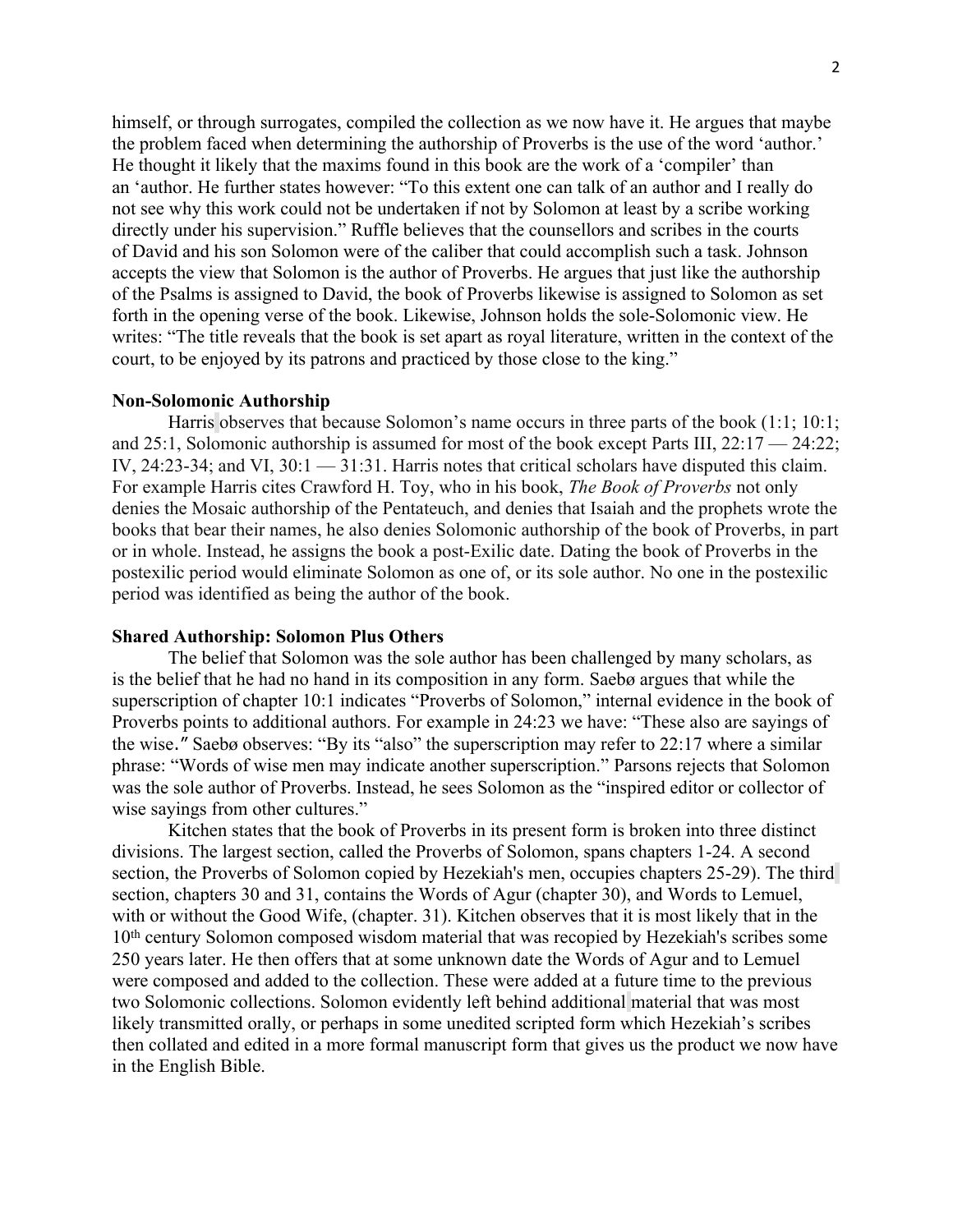himself, or through surrogates, compiled the collection as we now have it. He argues that maybe the problem faced when determining the authorship of Proverbs is the use of the word 'author.' He thought it likely that the maxims found in this book are the work of a 'compiler' than an 'author. He further states however: "To this extent one can talk of an author and I really do not see why this work could not be undertaken if not by Solomon at least by a scribe working directly under his supervision." Ruffle believes that the counsellors and scribes in the courts of David and his son Solomon were of the caliber that could accomplish such a task. Johnson accepts the view that Solomon is the author of Proverbs. He argues that just like the authorship of the Psalms is assigned to David, the book of Proverbs likewise is assigned to Solomon as set forth in the opening verse of the book. Likewise, Johnson holds the sole-Solomonic view. He writes: "The title reveals that the book is set apart as royal literature, written in the context of the court, to be enjoyed by its patrons and practiced by those close to the king."

**Non-Solomonic Authorship**

Harris observes that because Solomon's name occurs in three parts of the book (1:1; 10:1; and 25:1, Solomonic authorship is assumed for most of the book except Parts III, 22:17 — 24:22; IV, 24:23-34; and VI, 30:1 — 31:31. Harris notes that critical scholars have disputed this claim. For example Harris cites Crawford H. Toy, who in his book, *The Book of Proverbs* not only denies the Mosaic authorship of the Pentateuch, and denies that Isaiah and the prophets wrote the books that bear their names, he also denies Solomonic authorship of the book of Proverbs, in part or in whole. Instead, he assigns the book a post-Exilic date. Dating the book of Proverbs in the postexilic period would eliminate Solomon as one of, or its sole author. No one in the postexilic period was identified as being the author of the book.

**Shared Authorship: Solomon Plus Others**

The belief that Solomon was the sole author has been challenged by many scholars, as is the belief that he had no hand in its composition in any form. Saebø argues that while the superscription of chapter 10:1 indicates "Proverbs of Solomon," internal evidence in the book of Proverbs points to additional authors. For example in 24:23 we have: "These also are sayings of the wise." Saebø observes: "By its "also" the superscription may refer to 22:17 where a similar phrase: "Words of wise men may indicate another superscription." Parsons rejects that Solomon was the sole author of Proverbs. Instead, he sees Solomon as the "inspired editor or collector of wise sayings from other cultures."

Kitchen states that the book of Proverbs in its present form is broken into three distinct divisions. The largest section, called the Proverbs of Solomon, spans chapters 1-24. A second section, the Proverbs of Solomon copied by Hezekiah's men, occupies chapters 25-29). The third section, chapters 30 and 31, contains the Words of Agur (chapter 30), and Words to Lemuel, with or without the Good Wife, (chapter. 31). Kitchen observes that it is most likely that in the 10th century Solomon composed wisdom material that was recopied by Hezekiah's scribes some 250 years later. He then offers that at some unknown date the Words of Agur and to Lemuel were composed and added to the collection. These were added at a future time to the previous two Solomonic collections. Solomon evidently left behind additional material that was most likely transmitted orally, or perhaps in some unedited scripted form which Hezekiah's scribes then collated and edited in a more formal manuscript form that gives us the product we now have in the English Bible.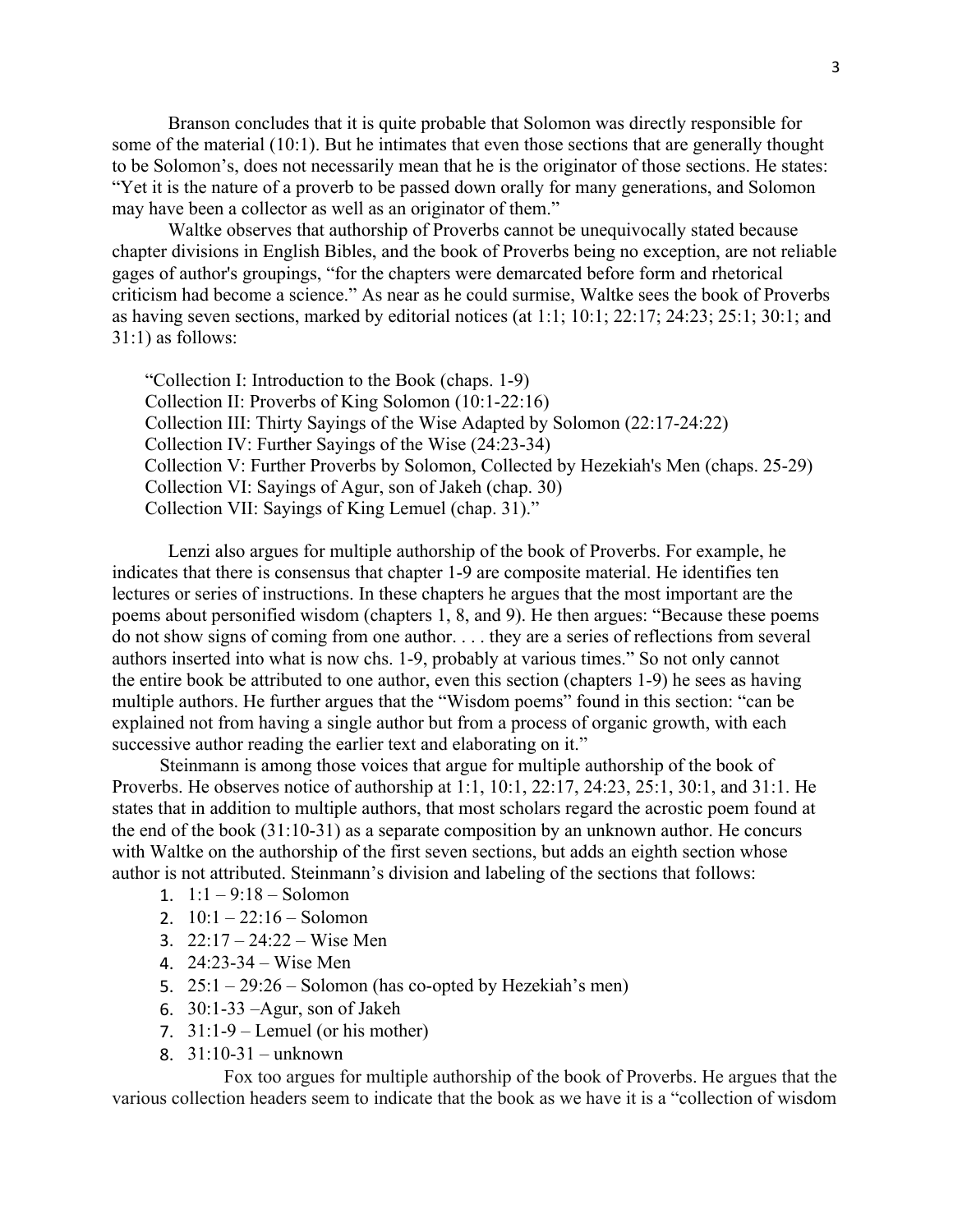Branson concludes that it is quite probable that Solomon was directly responsible for some of the material (10:1). But he intimates that even those sections that are generally thought to be Solomon's, does not necessarily mean that he is the originator of those sections. He states: "Yet it is the nature of a proverb to be passed down orally for many generations, and Solomon may have been a collector as well as an originator of them."

Waltke observes that authorship of Proverbs cannot be unequivocally stated because chapter divisions in English Bibles, and the book of Proverbs being no exception, are not reliable gages of author's groupings, "for the chapters were demarcated before form and rhetorical criticism had become a science." As near as he could surmise, Waltke sees the book of Proverbs as having seven sections, marked by editorial notices (at 1:1; 10:1; 22:17; 24:23; 25:1; 30:1; and 31:1) as follows:

> "Collection I: Introduction to the Book (chaps. 1-9)
> Collection II: Proverbs of King Solomon (10:1-22:16)
> Collection III: Thirty Sayings of the Wise Adapted by Solomon (22:17-24:22)
> Collection IV: Further Sayings of the Wise (24:23-34)
> Collection V: Further Proverbs by Solomon, Collected by Hezekiah's Men (chaps. 25-29)
> Collection VI: Sayings of Agur, son of Jakeh (chap. 30)
> Collection VII: Sayings of King Lemuel (chap. 31)."

Lenzi also argues for multiple authorship of the book of Proverbs. For example, he indicates that there is consensus that chapter 1-9 are composite material. He identifies ten lectures or series of instructions. In these chapters he argues that the most important are the poems about personified wisdom (chapters 1, 8, and 9). He then argues: "Because these poems do not show signs of coming from one author. . . . they are a series of reflections from several authors inserted into what is now chs. 1-9, probably at various times." So not only cannot the entire book be attributed to one author, even this section (chapters 1-9) he sees as having multiple authors. He further argues that the "Wisdom poems" found in this section: "can be explained not from having a single author but from a process of organic growth, with each successive author reading the earlier text and elaborating on it."

Steinmann is among those voices that argue for multiple authorship of the book of Proverbs. He observes notice of authorship at 1:1, 10:1, 22:17, 24:23, 25:1, 30:1, and 31:1. He states that in addition to multiple authors, that most scholars regard the acrostic poem found at the end of the book (31:10-31) as a separate composition by an unknown author. He concurs with Waltke on the authorship of the first seven sections, but adds an eighth section whose author is not attributed. Steinmann's division and labeling of the sections that follows:

1. 1:1 – 9:18 – Solomon
2. 10:1 – 22:16 – Solomon
3. 22:17 – 24:22 – Wise Men
4. 24:23-34 – Wise Men
5. 25:1 – 29:26 – Solomon (has co-opted by Hezekiah's men)
6. 30:1-33 –Agur, son of Jakeh
7. 31:1-9 – Lemuel (or his mother)
8. 31:10-31 – unknown

Fox too argues for multiple authorship of the book of Proverbs. He argues that the various collection headers seem to indicate that the book as we have it is a "collection of wisdom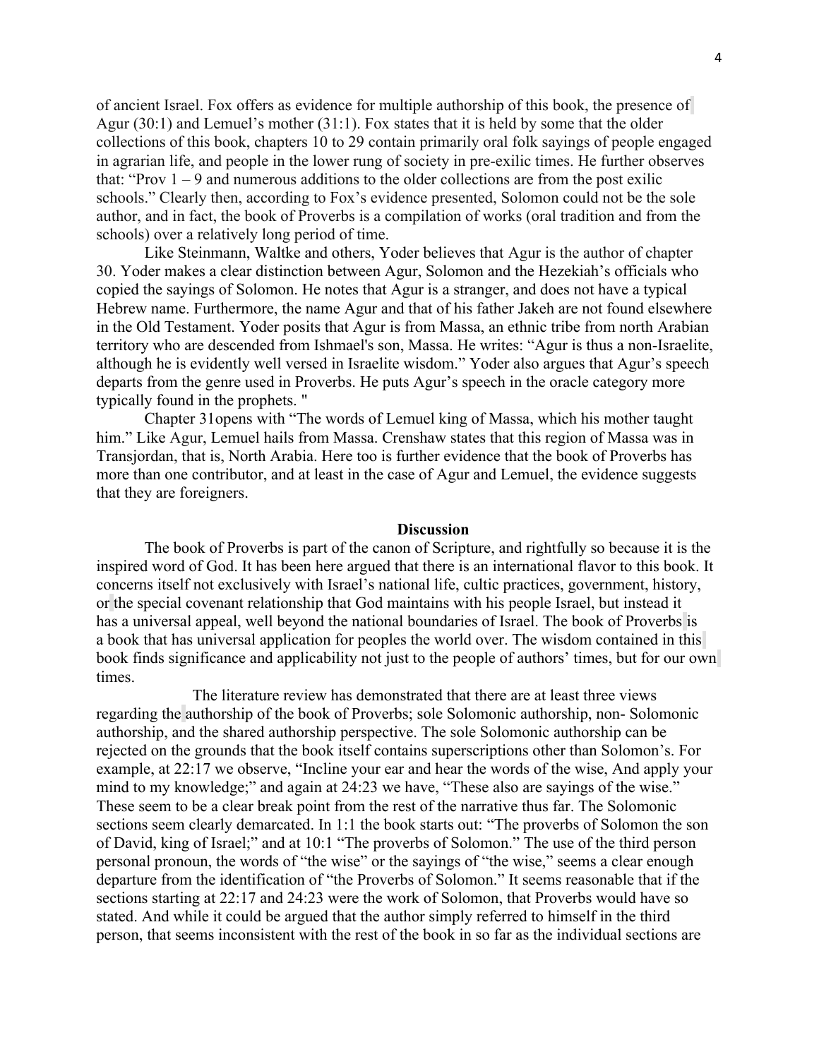of ancient Israel. Fox offers as evidence for multiple authorship of this book, the presence of Agur (30:1) and Lemuel's mother (31:1). Fox states that it is held by some that the older collections of this book, chapters 10 to 29 contain primarily oral folk sayings of people engaged in agrarian life, and people in the lower rung of society in pre-exilic times. He further observes that: "Prov 1 – 9 and numerous additions to the older collections are from the post exilic schools." Clearly then, according to Fox's evidence presented, Solomon could not be the sole author, and in fact, the book of Proverbs is a compilation of works (oral tradition and from the schools) over a relatively long period of time.

Like Steinmann, Waltke and others, Yoder believes that Agur is the author of chapter 30. Yoder makes a clear distinction between Agur, Solomon and the Hezekiah's officials who copied the sayings of Solomon. He notes that Agur is a stranger, and does not have a typical Hebrew name. Furthermore, the name Agur and that of his father Jakeh are not found elsewhere in the Old Testament. Yoder posits that Agur is from Massa, an ethnic tribe from north Arabian territory who are descended from Ishmael's son, Massa. He writes: "Agur is thus a non-Israelite, although he is evidently well versed in Israelite wisdom." Yoder also argues that Agur's speech departs from the genre used in Proverbs. He puts Agur's speech in the oracle category more typically found in the prophets. "

Chapter 31opens with "The words of Lemuel king of Massa, which his mother taught him." Like Agur, Lemuel hails from Massa. Crenshaw states that this region of Massa was in Transjordan, that is, North Arabia. Here too is further evidence that the book of Proverbs has more than one contributor, and at least in the case of Agur and Lemuel, the evidence suggests that they are foreigners.

## Discussion

The book of Proverbs is part of the canon of Scripture, and rightfully so because it is the inspired word of God. It has been here argued that there is an international flavor to this book. It concerns itself not exclusively with Israel's national life, cultic practices, government, history, or the special covenant relationship that God maintains with his people Israel, but instead it has a universal appeal, well beyond the national boundaries of Israel. The book of Proverbs is a book that has universal application for peoples the world over. The wisdom contained in this book finds significance and applicability not just to the people of authors' times, but for our own times.

The literature review has demonstrated that there are at least three views regarding the authorship of the book of Proverbs; sole Solomonic authorship, non- Solomonic authorship, and the shared authorship perspective. The sole Solomonic authorship can be rejected on the grounds that the book itself contains superscriptions other than Solomon's. For example, at 22:17 we observe, "Incline your ear and hear the words of the wise, And apply your mind to my knowledge;" and again at 24:23 we have, "These also are sayings of the wise." These seem to be a clear break point from the rest of the narrative thus far. The Solomonic sections seem clearly demarcated. In 1:1 the book starts out: "The proverbs of Solomon the son of David, king of Israel;" and at 10:1 "The proverbs of Solomon." The use of the third person personal pronoun, the words of "the wise" or the sayings of "the wise," seems a clear enough departure from the identification of "the Proverbs of Solomon." It seems reasonable that if the sections starting at 22:17 and 24:23 were the work of Solomon, that Proverbs would have so stated. And while it could be argued that the author simply referred to himself in the third person, that seems inconsistent with the rest of the book in so far as the individual sections are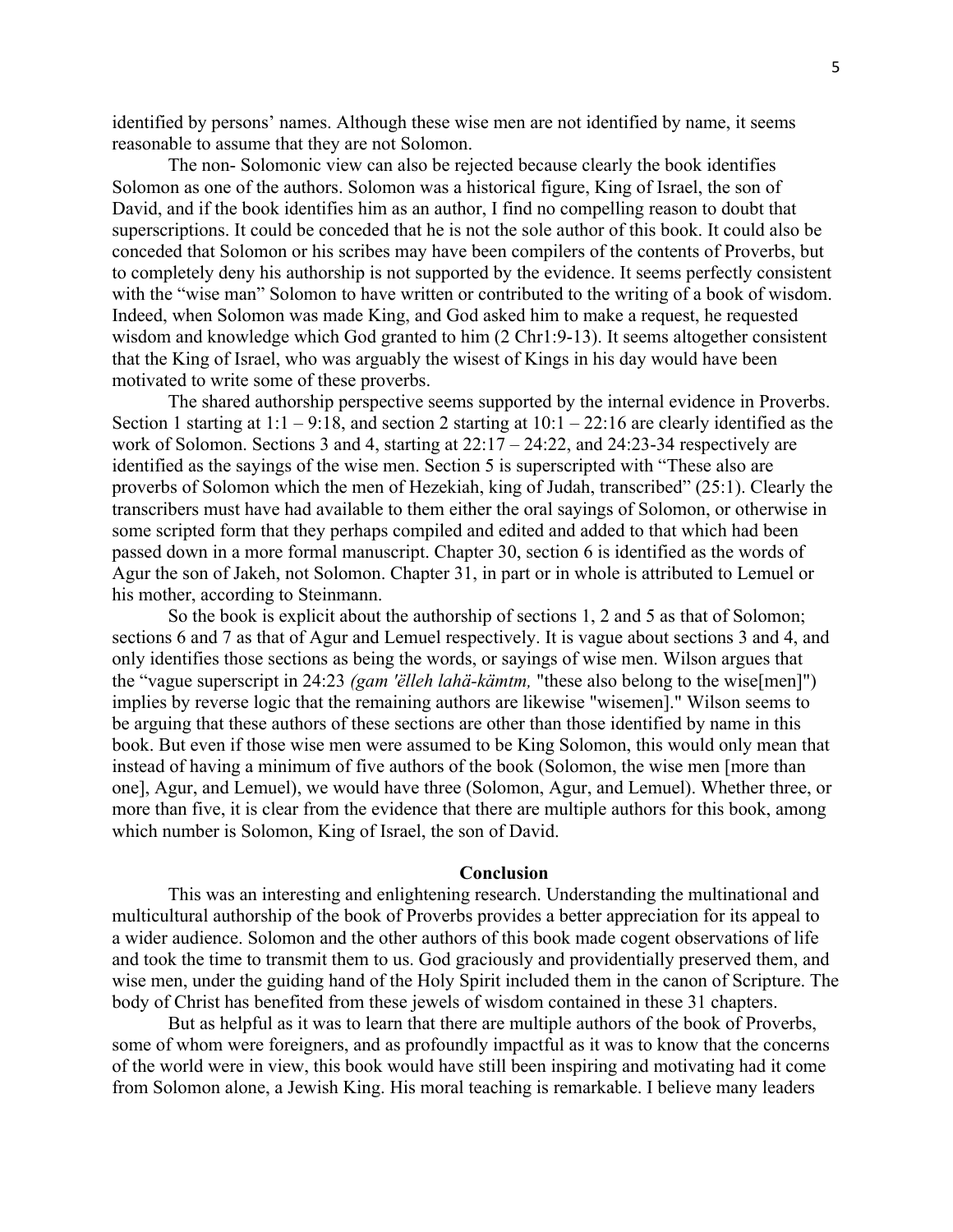identified by persons' names. Although these wise men are not identified by name, it seems reasonable to assume that they are not Solomon.

The non- Solomonic view can also be rejected because clearly the book identifies Solomon as one of the authors. Solomon was a historical figure, King of Israel, the son of David, and if the book identifies him as an author, I find no compelling reason to doubt that superscriptions. It could be conceded that he is not the sole author of this book. It could also be conceded that Solomon or his scribes may have been compilers of the contents of Proverbs, but to completely deny his authorship is not supported by the evidence. It seems perfectly consistent with the "wise man" Solomon to have written or contributed to the writing of a book of wisdom. Indeed, when Solomon was made King, and God asked him to make a request, he requested wisdom and knowledge which God granted to him (2 Chr1:9-13). It seems altogether consistent that the King of Israel, who was arguably the wisest of Kings in his day would have been motivated to write some of these proverbs.

The shared authorship perspective seems supported by the internal evidence in Proverbs. Section 1 starting at 1:1 – 9:18, and section 2 starting at 10:1 – 22:16 are clearly identified as the work of Solomon. Sections 3 and 4, starting at 22:17 – 24:22, and 24:23-34 respectively are identified as the sayings of the wise men. Section 5 is superscripted with "These also are proverbs of Solomon which the men of Hezekiah, king of Judah, transcribed" (25:1). Clearly the transcribers must have had available to them either the oral sayings of Solomon, or otherwise in some scripted form that they perhaps compiled and edited and added to that which had been passed down in a more formal manuscript. Chapter 30, section 6 is identified as the words of Agur the son of Jakeh, not Solomon. Chapter 31, in part or in whole is attributed to Lemuel or his mother, according to Steinmann.

So the book is explicit about the authorship of sections 1, 2 and 5 as that of Solomon; sections 6 and 7 as that of Agur and Lemuel respectively. It is vague about sections 3 and 4, and only identifies those sections as being the words, or sayings of wise men. Wilson argues that the "vague superscript in 24:23 *(gam 'ëlleh lahä-kämtm,* "these also belong to the wise[men]") implies by reverse logic that the remaining authors are likewise "wisemen]." Wilson seems to be arguing that these authors of these sections are other than those identified by name in this book. But even if those wise men were assumed to be King Solomon, this would only mean that instead of having a minimum of five authors of the book (Solomon, the wise men [more than one], Agur, and Lemuel), we would have three (Solomon, Agur, and Lemuel). Whether three, or more than five, it is clear from the evidence that there are multiple authors for this book, among which number is Solomon, King of Israel, the son of David.

## Conclusion

This was an interesting and enlightening research. Understanding the multinational and multicultural authorship of the book of Proverbs provides a better appreciation for its appeal to a wider audience. Solomon and the other authors of this book made cogent observations of life and took the time to transmit them to us. God graciously and providentially preserved them, and wise men, under the guiding hand of the Holy Spirit included them in the canon of Scripture. The body of Christ has benefited from these jewels of wisdom contained in these 31 chapters.

But as helpful as it was to learn that there are multiple authors of the book of Proverbs, some of whom were foreigners, and as profoundly impactful as it was to know that the concerns of the world were in view, this book would have still been inspiring and motivating had it come from Solomon alone, a Jewish King. His moral teaching is remarkable. I believe many leaders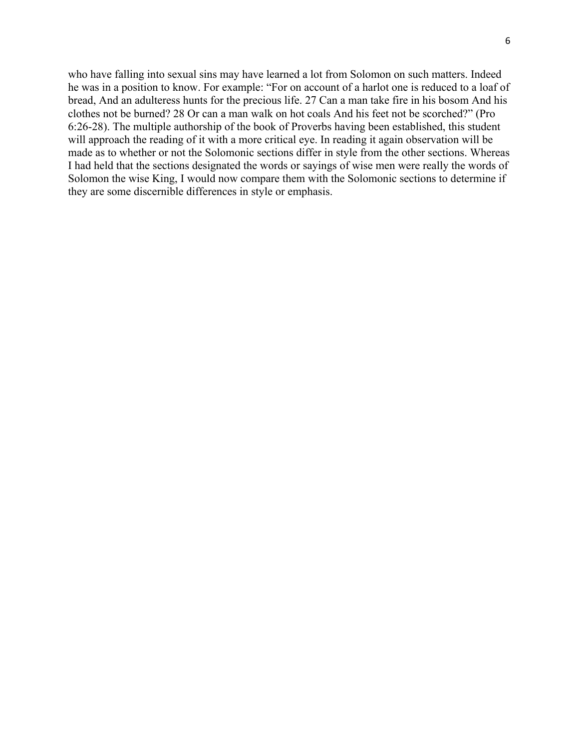who have falling into sexual sins may have learned a lot from Solomon on such matters. Indeed he was in a position to know. For example: "For on account of a harlot one is reduced to a loaf of bread, And an adulteress hunts for the precious life. 27 Can a man take fire in his bosom And his clothes not be burned? 28 Or can a man walk on hot coals And his feet not be scorched?" (Pro 6:26-28). The multiple authorship of the book of Proverbs having been established, this student will approach the reading of it with a more critical eye. In reading it again observation will be made as to whether or not the Solomonic sections differ in style from the other sections. Whereas I had held that the sections designated the words or sayings of wise men were really the words of Solomon the wise King, I would now compare them with the Solomonic sections to determine if they are some discernible differences in style or emphasis.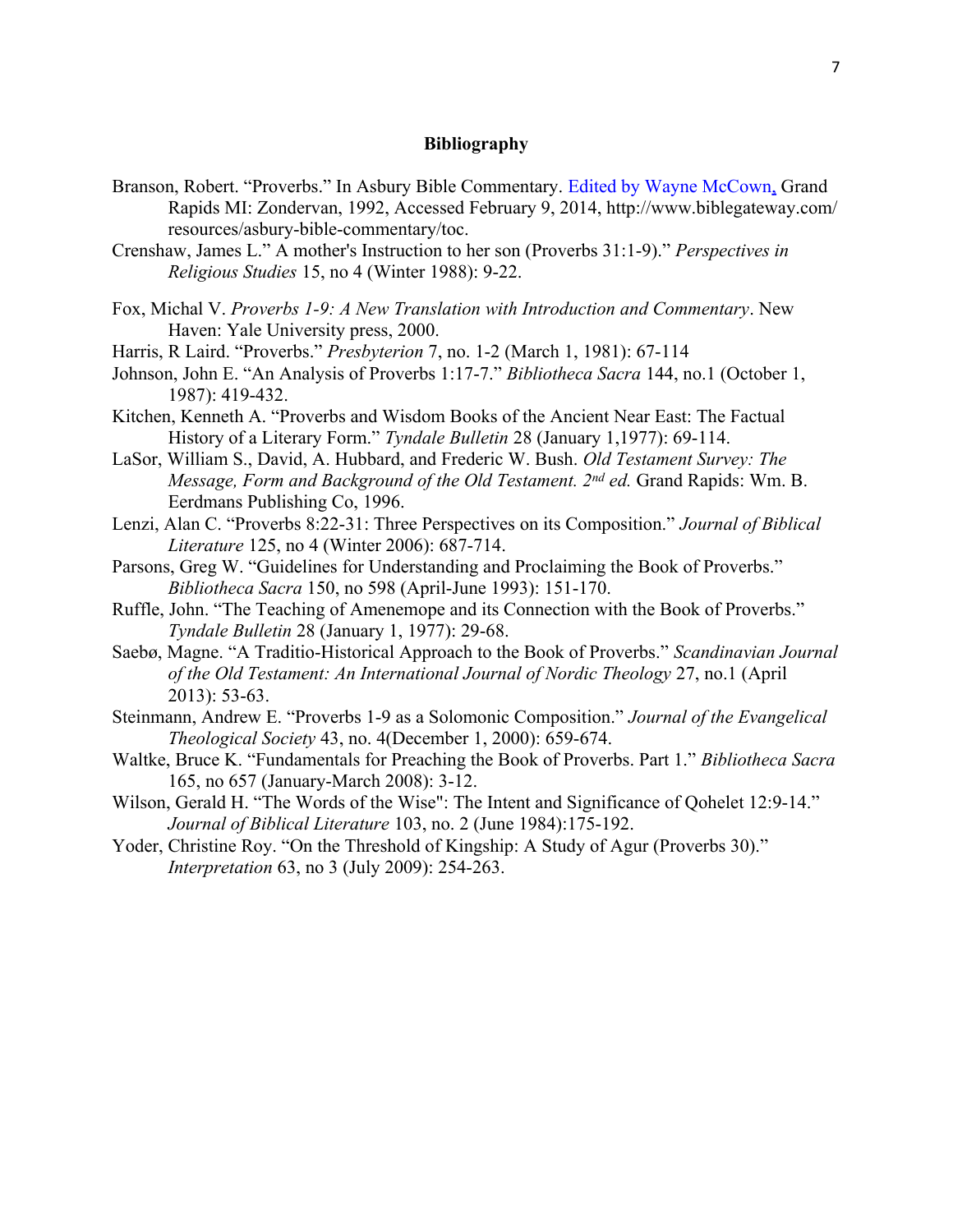**Bibliography**

Branson, Robert. "Proverbs." In Asbury Bible Commentary. Edited by Wayne McCown, Grand Rapids MI: Zondervan, 1992, Accessed February 9, 2014, http://www.biblegateway.com/resources/asbury-bible-commentary/toc.

Crenshaw, James L." A mother's Instruction to her son (Proverbs 31:1-9)." *Perspectives in Religious Studies* 15, no 4 (Winter 1988): 9-22.

Fox, Michal V. *Proverbs 1-9: A New Translation with Introduction and Commentary*. New Haven: Yale University press, 2000.

Harris, R Laird. "Proverbs." *Presbyterion* 7, no. 1-2 (March 1, 1981): 67-114

Johnson, John E. "An Analysis of Proverbs 1:17-7." *Bibliotheca Sacra* 144, no.1 (October 1, 1987): 419-432.

Kitchen, Kenneth A. "Proverbs and Wisdom Books of the Ancient Near East: The Factual History of a Literary Form." *Tyndale Bulletin* 28 (January 1,1977): 69-114.

LaSor, William S., David, A. Hubbard, and Frederic W. Bush. *Old Testament Survey: The Message, Form and Background of the Old Testament. 2nd ed.* Grand Rapids: Wm. B. Eerdmans Publishing Co, 1996.

Lenzi, Alan C. "Proverbs 8:22-31: Three Perspectives on its Composition." *Journal of Biblical Literature* 125, no 4 (Winter 2006): 687-714.

Parsons, Greg W. "Guidelines for Understanding and Proclaiming the Book of Proverbs." *Bibliotheca Sacra* 150, no 598 (April-June 1993): 151-170.

Ruffle, John. "The Teaching of Amenemope and its Connection with the Book of Proverbs." *Tyndale Bulletin* 28 (January 1, 1977): 29-68.

Saebø, Magne. "A Traditio-Historical Approach to the Book of Proverbs." *Scandinavian Journal of the Old Testament: An International Journal of Nordic Theology* 27, no.1 (April 2013): 53-63.

Steinmann, Andrew E. "Proverbs 1-9 as a Solomonic Composition." *Journal of the Evangelical Theological Society* 43, no. 4(December 1, 2000): 659-674.

Waltke, Bruce K. "Fundamentals for Preaching the Book of Proverbs. Part 1." *Bibliotheca Sacra* 165, no 657 (January-March 2008): 3-12.

Wilson, Gerald H. "The Words of the Wise": The Intent and Significance of Qohelet 12:9-14." *Journal of Biblical Literature* 103, no. 2 (June 1984):175-192.

Yoder, Christine Roy. "On the Threshold of Kingship: A Study of Agur (Proverbs 30)." *Interpretation* 63, no 3 (July 2009): 254-263.